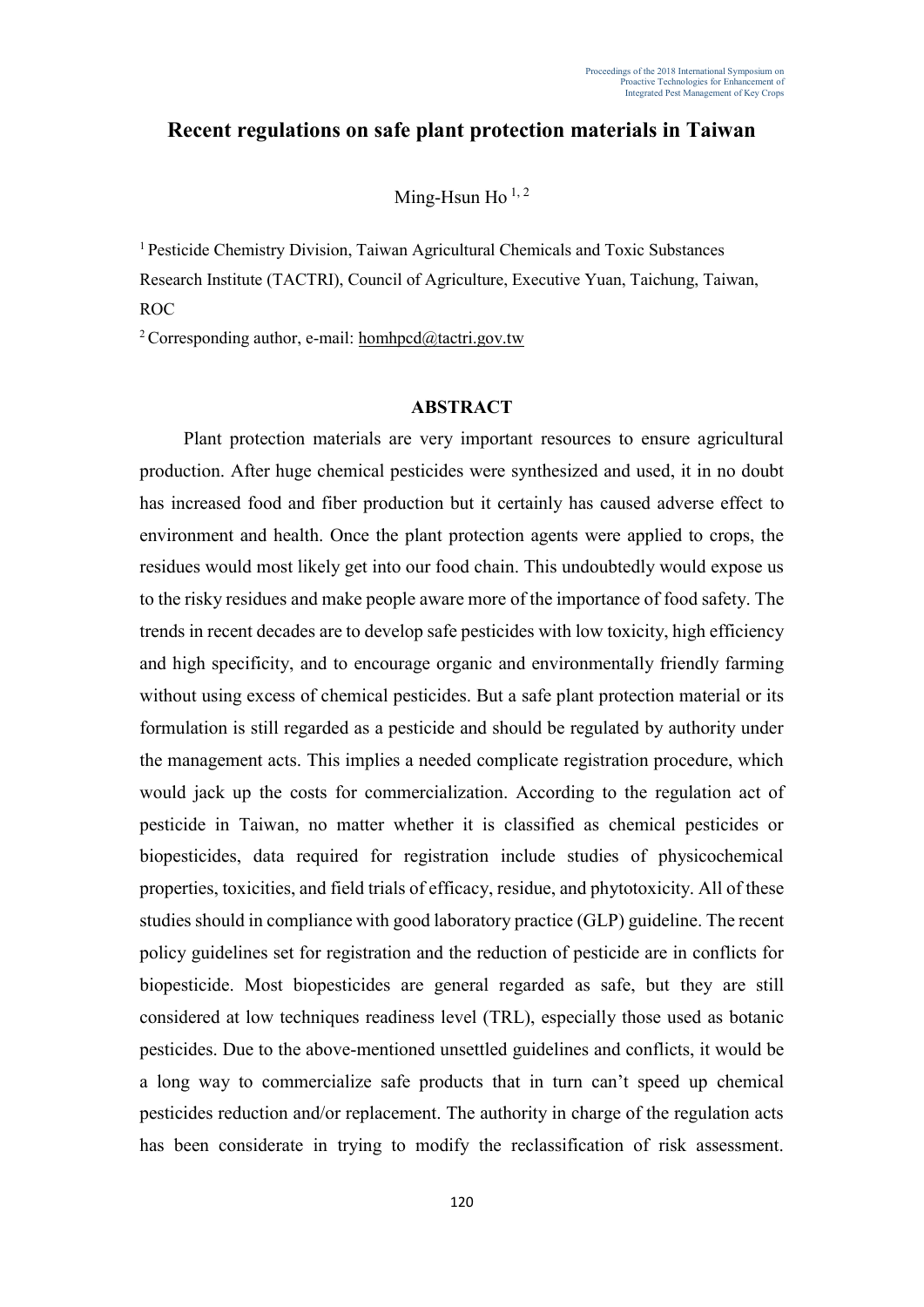# Recent regulations on safe plant protection materials in Taiwan

Ming-Hsun Ho [1, 2]

[1] Pesticide Chemistry Division, Taiwan Agricultural Chemicals and Toxic Substances Research Institute (TACTRI), Council of Agriculture, Executive Yuan, Taichung, Taiwan, ROC

[2] Corresponding author, e-mail: homhpcd@tactri.gov.tw

## ABSTRACT

Plant protection materials are very important resources to ensure agricultural production. After huge chemical pesticides were synthesized and used, it in no doubt has increased food and fiber production but it certainly has caused adverse effect to environment and health. Once the plant protection agents were applied to crops, the residues would most likely get into our food chain. This undoubtedly would expose us to the risky residues and make people aware more of the importance of food safety. The trends in recent decades are to develop safe pesticides with low toxicity, high efficiency and high specificity, and to encourage organic and environmentally friendly farming without using excess of chemical pesticides. But a safe plant protection material or its formulation is still regarded as a pesticide and should be regulated by authority under the management acts. This implies a needed complicate registration procedure, which would jack up the costs for commercialization. According to the regulation act of pesticide in Taiwan, no matter whether it is classified as chemical pesticides or biopesticides, data required for registration include studies of physicochemical properties, toxicities, and field trials of efficacy, residue, and phytotoxicity. All of these studies should in compliance with good laboratory practice (GLP) guideline. The recent policy guidelines set for registration and the reduction of pesticide are in conflicts for biopesticide. Most biopesticides are general regarded as safe, but they are still considered at low techniques readiness level (TRL), especially those used as botanic pesticides. Due to the above-mentioned unsettled guidelines and conflicts, it would be a long way to commercialize safe products that in turn can't speed up chemical pesticides reduction and/or replacement. The authority in charge of the regulation acts has been considerate in trying to modify the reclassification of risk assessment.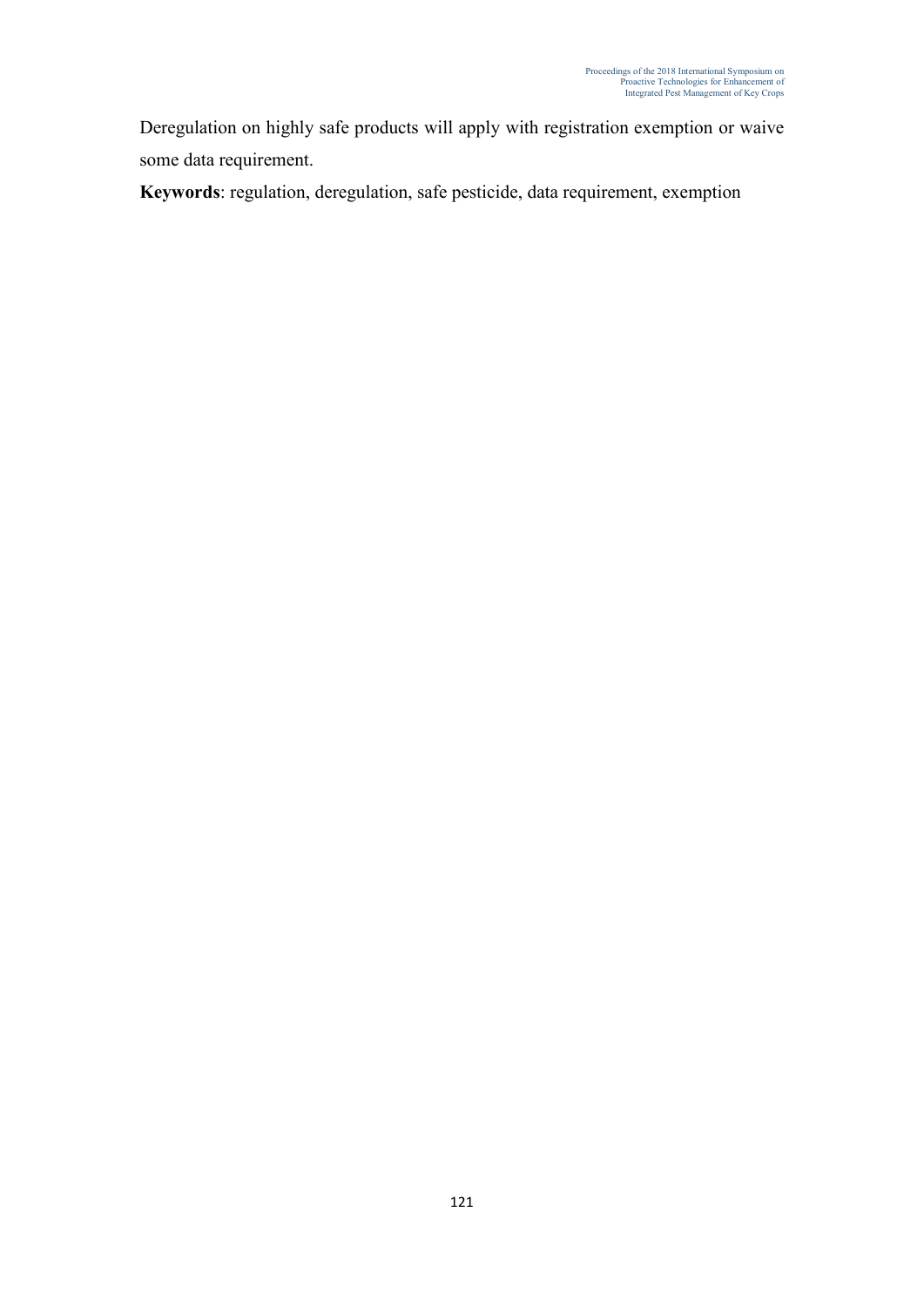Deregulation on highly safe products will apply with registration exemption or waive some data requirement.

**Keywords**: regulation, deregulation, safe pesticide, data requirement, exemption